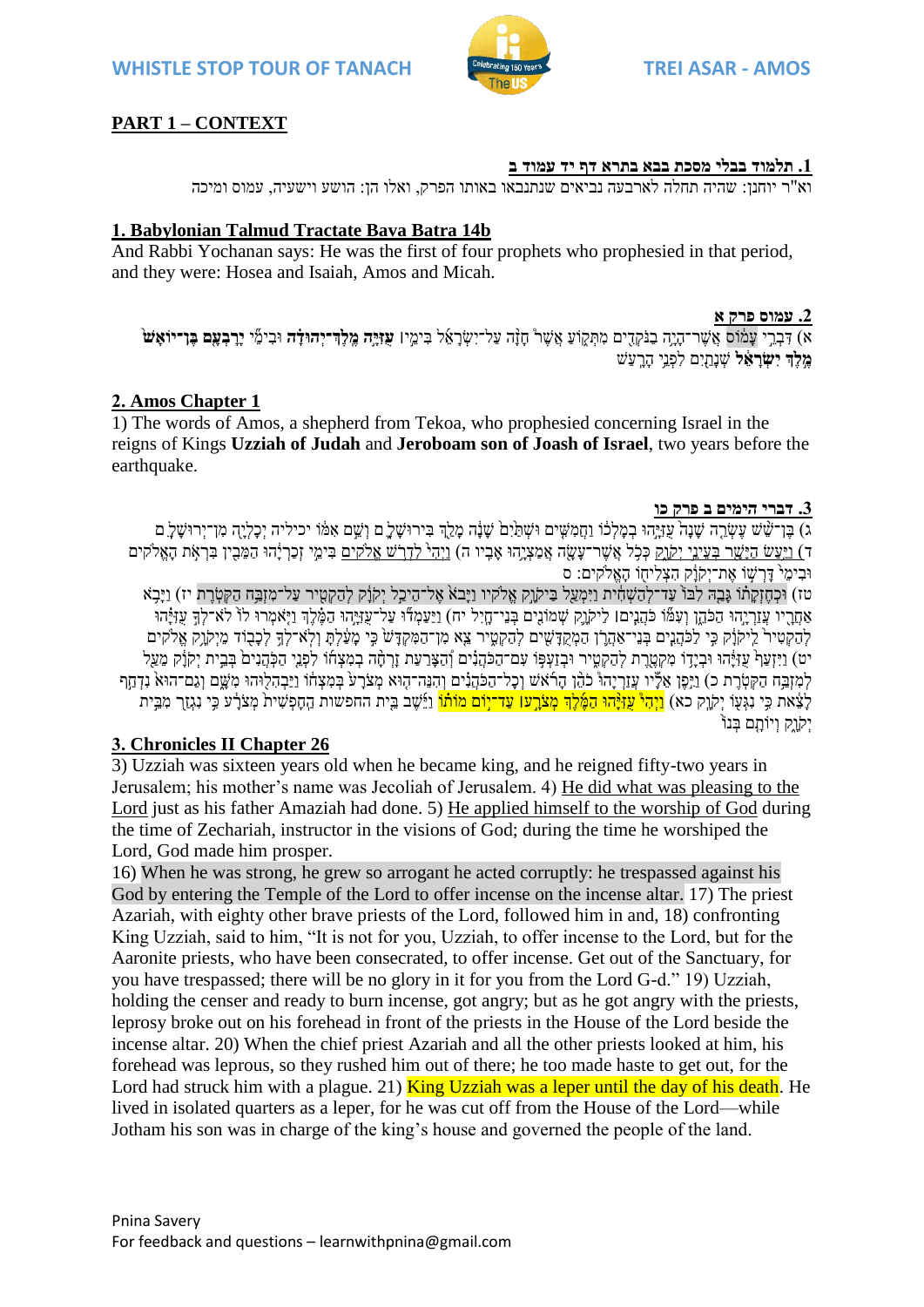## PART 1 – CONTEXT

### 1. תלמוד בבלי מסכת בבא בתרא דף יד עמוד ב

וא"ר יוחנן: שהיה תחלה לארבעה נביאים שנתנבאו באותו הפרק, ואלו הן: הושע וישעיה, עמוס ומיכה

### 1. Babylonian Talmud Tractate Bava Batra 14b

And Rabbi Yochanan says: He was the first of four prophets who prophesied in that period, and they were: Hosea and Isaiah, Amos and Micah.

### 2. עמוס פרק א

א) דִּבְרֵי עָמוֹס אֲשֶׁר־הָיָה בַנֹּקְדִים מִתְּקוֹעַ אֲשֶׁר חָזָה עַל־יִשְׂרָאֵל בִּימֵי **עֻזִּיָּה מֶלֶךְ־יְהוּדָה** וּבִימֵי **יָרָבְעָם בֶּן־יוֹאָשׁ מֶלֶךְ יִשְׂרָאֵל** שְׁנָתַיִם לִפְנֵי הָרָעַשׁ

### 2. Amos Chapter 1

1) The words of Amos, a shepherd from Tekoa, who prophesied concerning Israel in the reigns of Kings **Uzziah of Judah** and **Jeroboam son of Joash of Israel**, two years before the earthquake.

### 3. דברי הימים ב פרק כו

ג) בֶּן־שֵׁשׁ עֶשְׂרֵה שָׁנָה עֻזִּיָּהוּ בְמָלְכוֹ וַחֲמִשִּׁים וּשְׁתַּיִם שָׁנָה מָלַךְ בִּירוּשָׁלִָם וְשֵׁם אִמּוֹ יכיליה יְכָלְיָה מִן־יְרוּשָׁלִָם ד) וַיַּעַשׂ הַיָּשָׁר בְּעֵינֵי יְקֹוָק כְּכֹל אֲשֶׁר־עָשָׂה אֲמַצְיָהוּ אָבִיו ה) וַיְהִי לִדְרֹשׁ אֱלֹקִים בִּימֵי זְכַרְיָהוּ הַמֵּבִין בִּרְאֹת הָאֱלֹקִים וּבִימֵי דָּרְשׁוֹ אֶת־יְקֹוָק הִצְלִיחוֹ הָאֱלֹקִים: ס

טז) וּכְחֶזְקָתוֹ גָּבַהּ לִבּוֹ עַד־לְהַשְׁחִית וַיִּמְעַל בַּיקֹוָק אֱלֹקָיו וַיָּבֹא אֶל־הֵיכַל יְקֹוָק לְהַקְטִיר עַל־מִזְבַּח הַקְּטֹרֶת יז) וַיָּבֹא אַחֲרָיו עֲזַרְיָהוּ הַכֹּהֵן וְעִמּוֹ כֹּהֲנִים | לַיקֹוָק שְׁמוֹנִים בְּנֵי־חָיִל יח) וַיַּעַמְדוּ עַל־עֻזִּיָּהוּ הַמֶּלֶךְ וַיֹּאמְרוּ לוֹ לֹא־לְךָ עֻזִּיָּהוּ לְהַקְטִיר לַיקֹוָק כִּי לַכֹּהֲנִים בְּנֵי־אַהֲרֹן הַמְקֻדָּשִׁים לְהַקְטִיר צֵא מִן־הַמִּקְדָּשׁ כִּי מָעַלְתָּ וְלֹא־לְךָ לְכָבוֹד מֵיְקֹוָק אֱלֹקִים יט) וַיִּזְעַף עֻזִּיָּהוּ וּבְיָדוֹ מִקְטֶרֶת לְהַקְטִיר וּבְזַעְפּוֹ עִם־הַכֹּהֲנִים וְהַצָּרַעַת זָרְחָה בְמִצְחוֹ לִפְנֵי הַכֹּהֲנִים בְּבֵית יְקֹוָק מֵעַל לְמִזְבַּח הַקְּטֹרֶת כ) וַיִּפֶן אֵלָיו עֲזַרְיָהוּ כֹהֵן הָרֹאשׁ וְכָל־הַכֹּהֲנִים וְהִנֵּה־הוּא מְצֹרָע בְּמִצְחוֹ וַיַּבְהִלוּהוּ מִשָּׁם וְגַם־הוּא נִדְחַף לָצֵאת כִּי נִגְּעוֹ יְקֹוָק כא) וַיְהִי עֻזִּיָּהוּ הַמֶּלֶךְ מְצֹרָע עַד־יוֹם מוֹתוֹ וַיֵּשֶׁב בֵּית החפשות הַחָפְשִׁית מְצֹרָע כִּי נִגְזַר מִבֵּית יְקֹוָק וְיוֹתָם בְּנוֹ

### 3. Chronicles II Chapter 26

3) Uzziah was sixteen years old when he became king, and he reigned fifty-two years in Jerusalem; his mother's name was Jecoliah of Jerusalem. 4) He did what was pleasing to the Lord just as his father Amaziah had done. 5) He applied himself to the worship of God during the time of Zechariah, instructor in the visions of God; during the time he worshiped the Lord, God made him prosper.

16) When he was strong, he grew so arrogant he acted corruptly: he trespassed against his God by entering the Temple of the Lord to offer incense on the incense altar. 17) The priest Azariah, with eighty other brave priests of the Lord, followed him in and, 18) confronting King Uzziah, said to him, "It is not for you, Uzziah, to offer incense to the Lord, but for the Aaronite priests, who have been consecrated, to offer incense. Get out of the Sanctuary, for you have trespassed; there will be no glory in it for you from the Lord G-d." 19) Uzziah, holding the censer and ready to burn incense, got angry; but as he got angry with the priests, leprosy broke out on his forehead in front of the priests in the House of the Lord beside the incense altar. 20) When the chief priest Azariah and all the other priests looked at him, his forehead was leprous, so they rushed him out of there; he too made haste to get out, for the Lord had struck him with a plague. 21) King Uzziah was a leper until the day of his death. He lived in isolated quarters as a leper, for he was cut off from the House of the Lord—while Jotham his son was in charge of the king's house and governed the people of the land.

Pnina Savery
For feedback and questions – learnwithpnina@gmail.com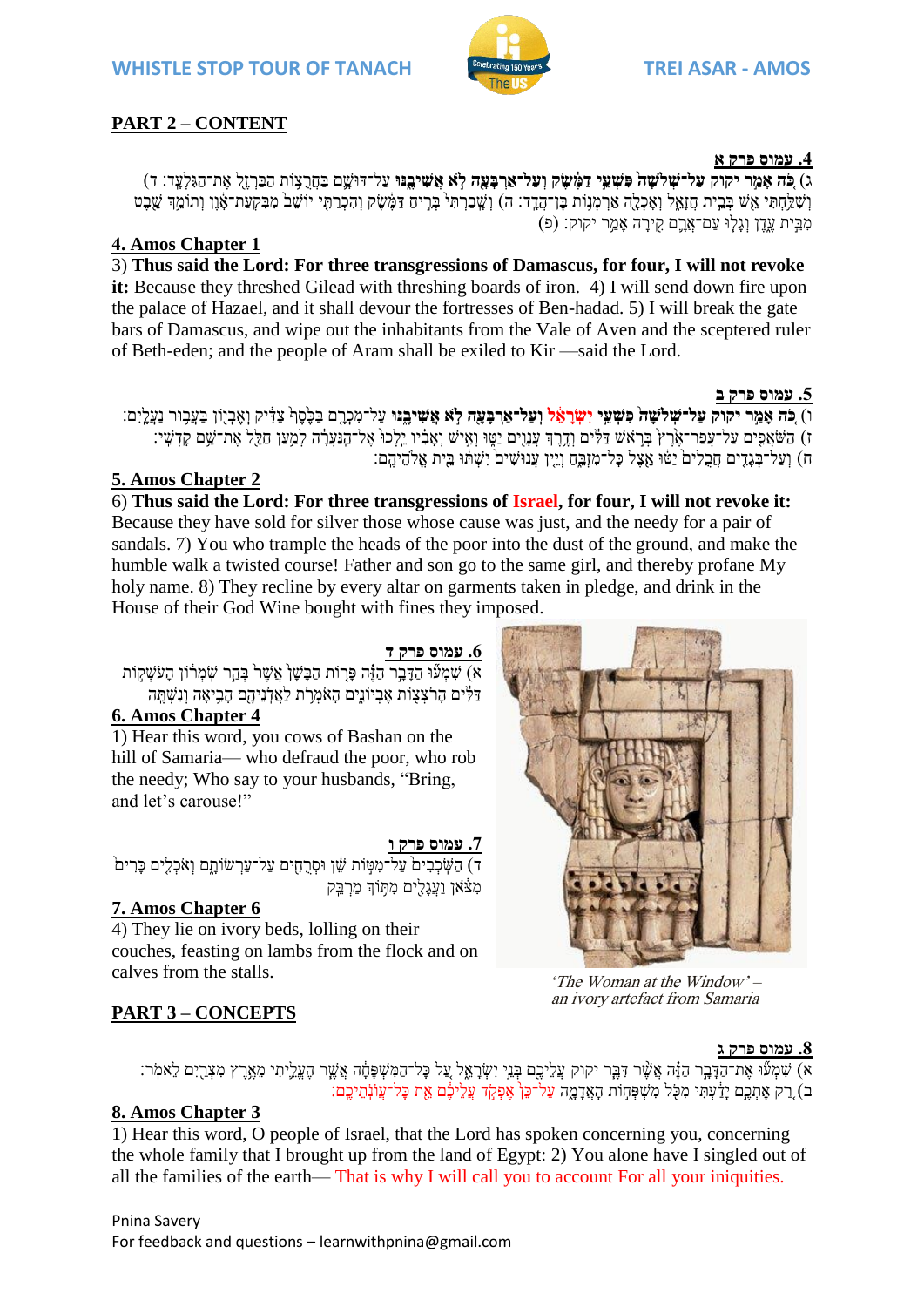## PART 2 – CONTENT

**4. עמוס פרק א**

ג) **כֹּה אָמַר יקוק עַל־שְׁלֹשָׁה פִּשְׁעֵי דַמֶּשֶׂק וְעַל־אַרְבָּעָה לֹא אֲשִׁיבֶנּוּ** עַל־דּוּשָׁם בַּחֲרֻצוֹת הַבַּרְזֶל אֶת־הַגִּלְעָד: ד) וְשִׁלַּחְתִּי אֵשׁ בְּבֵית חֲזָאֵל וְאָכְלָה אַרְמְנוֹת בֶּן־הֲדָד: ה) וְשָׁבַרְתִּי בְּרִיחַ דַּמֶּשֶׂק וְהִכְרַתִּי יוֹשֵׁב מִבִּקְעַת־אָוֶן וְתוֹמֵךְ שֵׁבֶט מִבֵּית עֶדֶן וְגָלוּ עַם־אֲרָם קִירָה אָמַר יקוק: (פ)

**4. Amos Chapter 1**

3) **Thus said the Lord: For three transgressions of Damascus, for four, I will not revoke it:** Because they threshed Gilead with threshing boards of iron. 4) I will send down fire upon the palace of Hazael, and it shall devour the fortresses of Ben-hadad. 5) I will break the gate bars of Damascus, and wipe out the inhabitants from the Vale of Aven and the sceptered ruler of Beth-eden; and the people of Aram shall be exiled to Kir —said the Lord.

**5. עמוס פרק ב**

ו) **כֹּה אָמַר יקוק עַל־שְׁלֹשָׁה פִּשְׁעֵי יִשְׂרָאֵל וְעַל־אַרְבָּעָה לֹא אֲשִׁיבֶנּוּ** עַל־מִכְרָם בַּכֶּסֶף צַדִּיק וְאֶבְיוֹן בַּעֲבוּר נַעֲלָיִם: ז) הַשֹּׁאֲפִים עַל־עֲפַר־אֶרֶץ בְּרֹאשׁ דַּלִּים וְדֶרֶךְ עֲנָוִים יַטּוּ וְאִישׁ וְאָבִיו יֵלְכוּ אֶל־הַנַּעֲרָה לְמַעַן חַלֵּל אֶת־שֵׁם קָדְשִׁי: ח) וְעַל־בְּגָדִים חֲבֻלִים יַטּוּ אֵצֶל כָּל־מִזְבֵּחַ וְיֵין עֲנוּשִׁים יִשְׁתּוּ בֵּית אֱלֹהֵיהֶם:

**5. Amos Chapter 2**

6) **Thus said the Lord: For three transgressions of Israel, for four, I will not revoke it:** Because they have sold for silver those whose cause was just, and the needy for a pair of sandals. 7) You who trample the heads of the poor into the dust of the ground, and make the humble walk a twisted course! Father and son go to the same girl, and thereby profane My holy name. 8) They recline by every altar on garments taken in pledge, and drink in the House of their God Wine bought with fines they imposed.

**6. עמוס פרק ד**

א) שִׁמְעוּ הַדָּבָר הַזֶּה פָּרוֹת הַבָּשָׁן אֲשֶׁר בְּהַר שֹׁמְרוֹן הָעֹשְׁקוֹת דַּלִּים הָרֹצְצוֹת אֶבְיוֹנִים הָאֹמְרֹת לַאֲדֹנֵיהֶם הָבִיאָה וְנִשְׁתֶּה

**6. Amos Chapter 4**

1) Hear this word, you cows of Bashan on the hill of Samaria— who defraud the poor, who rob the needy; Who say to your husbands, "Bring, and let's carouse!"

**7. עמוס פרק ו**

ד) הַשֹּׁכְבִים עַל־מִטּוֹת שֵׁן וּסְרֻחִים עַל־עַרְשׂוֹתָם וְאֹכְלִים כָּרִים מִצֹּאן וַעֲגָלִים מִתּוֹךְ מַרְבֵּק

**7. Amos Chapter 6**

4) They lie on ivory beds, lolling on their couches, feasting on lambs from the flock and on calves from the stalls.

*'The Woman at the Window' – an ivory artefact from Samaria*

## PART 3 – CONCEPTS

**8. עמוס פרק ג**

א) שִׁמְעוּ אֶת־הַדָּבָר הַזֶּה אֲשֶׁר דִּבֶּר יקוק עֲלֵיכֶם בְּנֵי יִשְׂרָאֵל עַל כָּל־הַמִּשְׁפָּחָה אֲשֶׁר הֶעֱלֵיתִי מֵאֶרֶץ מִצְרַיִם לֵאמֹר: ב) רַק אֶתְכֶם יָדַעְתִּי מִכֹּל מִשְׁפְּחוֹת הָאֲדָמָה עַל־כֵּן אֶפְקֹד עֲלֵיכֶם אֵת כָּל־עֲוֹנֹתֵיכֶם:

**8. Amos Chapter 3**

1) Hear this word, O people of Israel, that the Lord has spoken concerning you, concerning the whole family that I brought up from the land of Egypt: 2) You alone have I singled out of all the families of the earth— That is why I will call you to account For all your iniquities.

Pnina Savery
For feedback and questions – learnwithpnina@gmail.com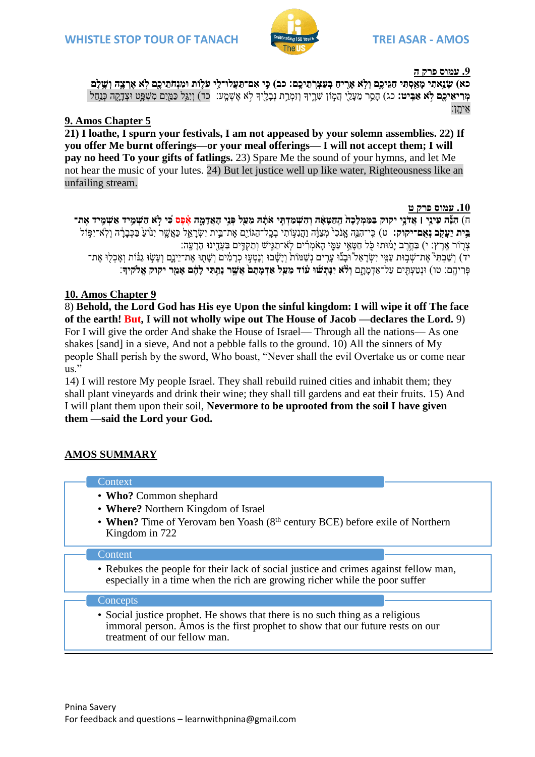**9. עמוס פרק ה**

**כא) שָׂנֵאתִי מָאַסְתִּי חַגֵּיכֶם וְלֹא אָרִיחַ בְּעַצְּרֹתֵיכֶם: כב) כִּי אִם־תַּעֲלוּ־לִי עֹלוֹת וּמִנְחֹתֵיכֶם לֹא אֶרְצֶה וְשֶׁלֶם מְרִיאֵיכֶם לֹא אַבִּיט:** כג) הָסֵר מֵעָלַי הֲמוֹן שִׁרֶיךָ וְזִמְרַת נְבָלֶיךָ לֹא אֶשְׁמָע: כד) וְיִגַּל כַּמַּיִם מִשְׁפָּט וּצְדָקָה כְּנַחַל אֵיתָן:

**9. Amos Chapter 5**

**21) I loathe, I spurn your festivals, I am not appeased by your solemn assemblies. 22) If you offer Me burnt offerings—or your meal offerings— I will not accept them; I will pay no heed To your gifts of fatlings.** 23) Spare Me the sound of your hymns, and let Me not hear the music of your lutes. 24) But let justice well up like water, Righteousness like an unfailing stream.

**10. עמוס פרק ט**

ח) **הִנֵּה עֵינֵי | אֲדֹנָי יקוק בַּמַּמְלָכָה הַחַטָּאָה וְהִשְׁמַדְתִּי אֹתָהּ מֵעַל פְּנֵי הָאֲדָמָה אֶפֶס כִּי לֹא הַשְׁמֵיד אַשְׁמִיד אֶת־בֵּית יַעֲקֹב נְאֻם־יקוק:** ט) כִּי־הִנֵּה אָנֹכִי מְצַוֶּה וַהֲנִעוֹתִי בְכָל־הַגּוֹיִם אֶת־בֵּית יִשְׂרָאֵל כַּאֲשֶׁר יִנּוֹעַ בַּכְּבָרָה וְלֹא־יִפּוֹל צְרוֹר אָרֶץ: י) בַּחֶרֶב יָמוּתוּ כֹּל חַטָּאֵי עַמִּי הָאֹמְרִים לֹא־תַגִּישׁ וְתַקְדִּים בַּעֲדֵינוּ הָרָעָה:

יד) וְשַׁבְתִּי אֶת־שְׁבוּת עַמִּי יִשְׂרָאֵל וּבָנוּ עָרִים נְשַׁמּוֹת וְיָשָׁבוּ וְנָטְעוּ כְרָמִים וְשָׁתוּ אֶת־יֵינָם וְעָשׂוּ גַנּוֹת וְאָכְלוּ אֶת־פְּרִיהֶם: טו) וּנְטַעְתִּים עַל־אַדְמָתָם **וְלֹא יִנָּתְשׁוּ עוֹד מֵעַל אַדְמָתָם אֲשֶׁר נָתַתִּי לָהֶם אָמַר יקוק אֱלֹקֶיךָ:**

**10. Amos Chapter 9**

8) **Behold, the Lord God has His eye Upon the sinful kingdom: I will wipe it off The face of the earth! But, I will not wholly wipe out The House of Jacob —declares the Lord.** 9) For I will give the order And shake the House of Israel— Through all the nations— As one shakes [sand] in a sieve, And not a pebble falls to the ground. 10) All the sinners of My people Shall perish by the sword, Who boast, "Never shall the evil Overtake us or come near us."

14) I will restore My people Israel. They shall rebuild ruined cities and inhabit them; they shall plant vineyards and drink their wine; they shall till gardens and eat their fruits. 15) And I will plant them upon their soil, **Nevermore to be uprooted from the soil I have given them —said the Lord your God.**

## AMOS SUMMARY

**Context**

- **Who?** Common shephard
- **Where?** Northern Kingdom of Israel
- **When?** Time of Yerovam ben Yoash (8th century BCE) before exile of Northern Kingdom in 722

**Content**

- Rebukes the people for their lack of social justice and crimes against fellow man, especially in a time when the rich are growing richer while the poor suffer

**Concepts**

- Social justice prophet. He shows that there is no such thing as a religious immoral person. Amos is the first prophet to show that our future rests on our treatment of our fellow man.

Pnina Savery
For feedback and questions – learnwithpnina@gmail.com